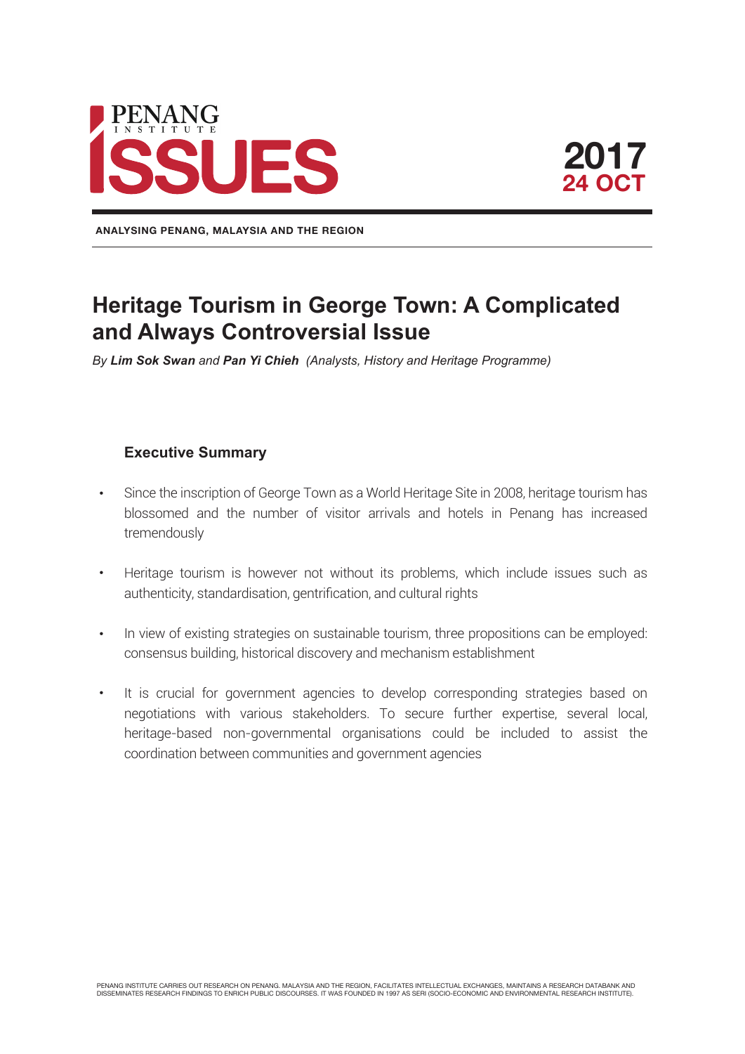# PENANG INSTITUTE ISSUES

**2017**
**24 OCT**

**ANALYSING PENANG, MALAYSIA AND THE REGION**

## Heritage Tourism in George Town: A Complicated and Always Controversial Issue

*By **Lim Sok Swan** and **Pan Yi Chieh** (Analysts, History and Heritage Programme)*

### Executive Summary

- Since the inscription of George Town as a World Heritage Site in 2008, heritage tourism has blossomed and the number of visitor arrivals and hotels in Penang has increased tremendously
- Heritage tourism is however not without its problems, which include issues such as authenticity, standardisation, gentrification, and cultural rights
- In view of existing strategies on sustainable tourism, three propositions can be employed: consensus building, historical discovery and mechanism establishment
- It is crucial for government agencies to develop corresponding strategies based on negotiations with various stakeholders. To secure further expertise, several local, heritage-based non-governmental organisations could be included to assist the coordination between communities and government agencies

PENANG INSTITUTE CARRIES OUT RESEARCH ON PENANG. MALAYSIA AND THE REGION, FACILITATES INTELLECTUAL EXCHANGES, MAINTAINS A RESEARCH DATABANK AND DISSEMINATES RESEARCH FINDINGS TO ENRICH PUBLIC DISCOURSES. IT WAS FOUNDED IN 1997 AS SERI (SOCIO-ECONOMIC AND ENVIRONMENTAL RESEARCH INSTITUTE).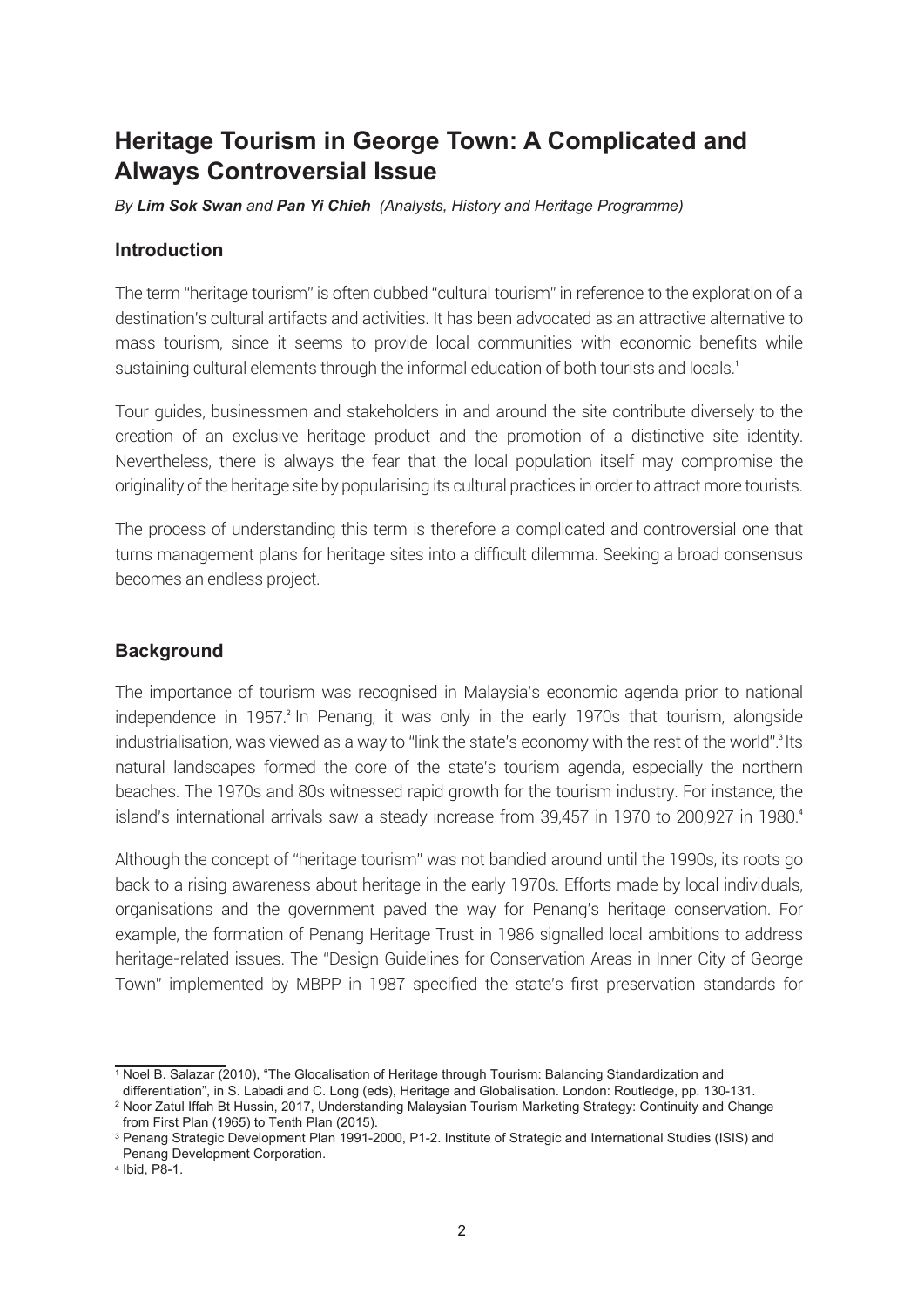# Heritage Tourism in George Town: A Complicated and Always Controversial Issue

*By **Lim Sok Swan** and **Pan Yi Chieh** (Analysts, History and Heritage Programme)*

## Introduction

The term "heritage tourism" is often dubbed "cultural tourism" in reference to the exploration of a destination's cultural artifacts and activities. It has been advocated as an attractive alternative to mass tourism, since it seems to provide local communities with economic benefits while sustaining cultural elements through the informal education of both tourists and locals.[1]

Tour guides, businessmen and stakeholders in and around the site contribute diversely to the creation of an exclusive heritage product and the promotion of a distinctive site identity. Nevertheless, there is always the fear that the local population itself may compromise the originality of the heritage site by popularising its cultural practices in order to attract more tourists.

The process of understanding this term is therefore a complicated and controversial one that turns management plans for heritage sites into a difficult dilemma. Seeking a broad consensus becomes an endless project.

## Background

The importance of tourism was recognised in Malaysia's economic agenda prior to national independence in 1957.[2] In Penang, it was only in the early 1970s that tourism, alongside industrialisation, was viewed as a way to "link the state's economy with the rest of the world".[3] Its natural landscapes formed the core of the state's tourism agenda, especially the northern beaches. The 1970s and 80s witnessed rapid growth for the tourism industry. For instance, the island's international arrivals saw a steady increase from 39,457 in 1970 to 200,927 in 1980.[4]

Although the concept of "heritage tourism" was not bandied around until the 1990s, its roots go back to a rising awareness about heritage in the early 1970s. Efforts made by local individuals, organisations and the government paved the way for Penang's heritage conservation. For example, the formation of Penang Heritage Trust in 1986 signalled local ambitions to address heritage-related issues. The "Design Guidelines for Conservation Areas in Inner City of George Town" implemented by MBPP in 1987 specified the state's first preservation standards for

---

[1] Noel B. Salazar (2010), "The Glocalisation of Heritage through Tourism: Balancing Standardization and differentiation", in S. Labadi and C. Long (eds), Heritage and Globalisation. London: Routledge, pp. 130-131.

[2] Noor Zatul Iffah Bt Hussin, 2017, Understanding Malaysian Tourism Marketing Strategy: Continuity and Change from First Plan (1965) to Tenth Plan (2015).

[3] Penang Strategic Development Plan 1991-2000, P1-2. Institute of Strategic and International Studies (ISIS) and Penang Development Corporation.

[4] Ibid, P8-1.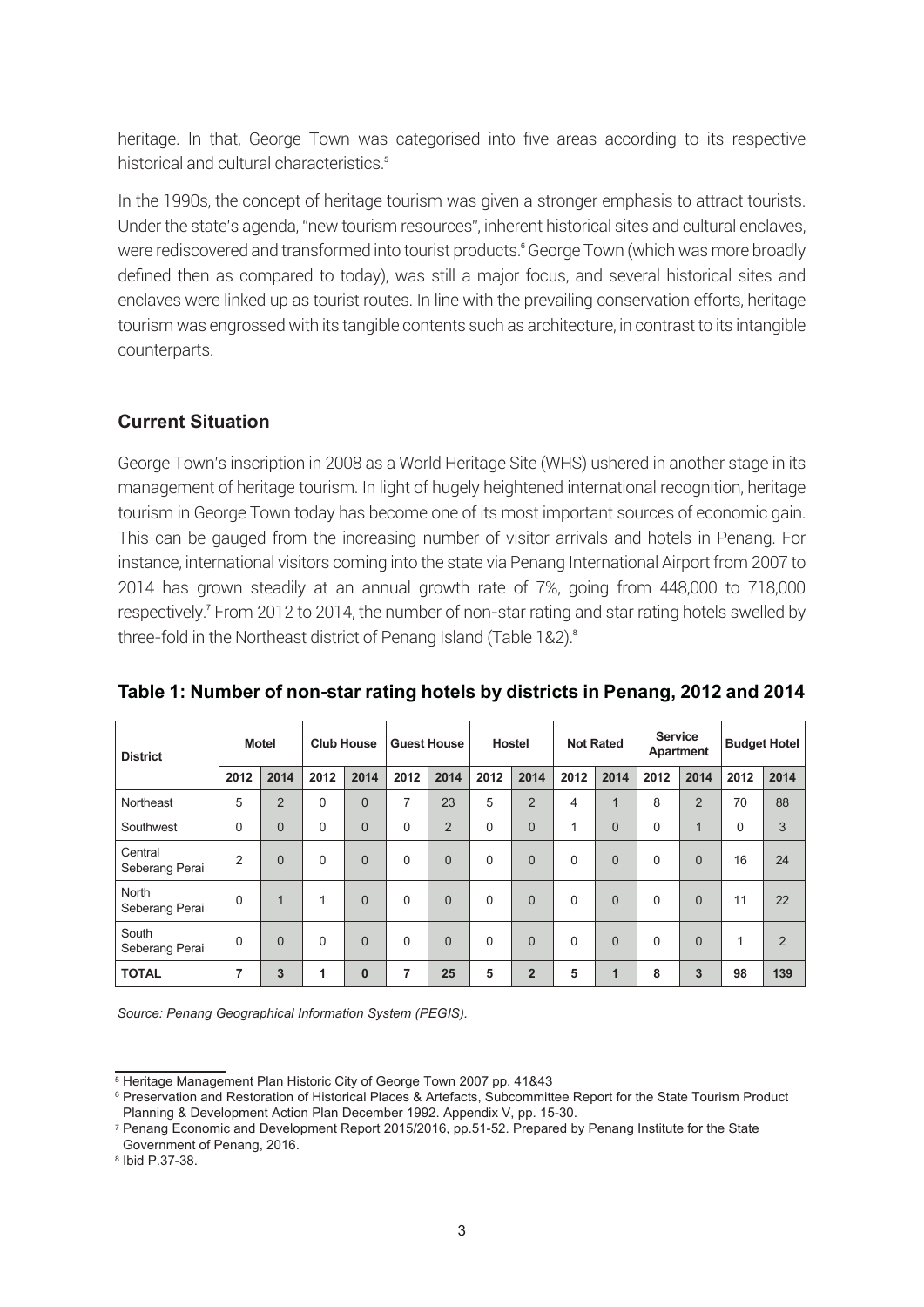heritage. In that, George Town was categorised into five areas according to its respective historical and cultural characteristics.[5]

In the 1990s, the concept of heritage tourism was given a stronger emphasis to attract tourists. Under the state's agenda, "new tourism resources", inherent historical sites and cultural enclaves, were rediscovered and transformed into tourist products.[6] George Town (which was more broadly defined then as compared to today), was still a major focus, and several historical sites and enclaves were linked up as tourist routes. In line with the prevailing conservation efforts, heritage tourism was engrossed with its tangible contents such as architecture, in contrast to its intangible counterparts.

## Current Situation

George Town's inscription in 2008 as a World Heritage Site (WHS) ushered in another stage in its management of heritage tourism. In light of hugely heightened international recognition, heritage tourism in George Town today has become one of its most important sources of economic gain. This can be gauged from the increasing number of visitor arrivals and hotels in Penang. For instance, international visitors coming into the state via Penang International Airport from 2007 to 2014 has grown steadily at an annual growth rate of 7%, going from 448,000 to 718,000 respectively.[7] From 2012 to 2014, the number of non-star rating and star rating hotels swelled by three-fold in the Northeast district of Penang Island (Table 1&2).[8]

**Table 1: Number of non-star rating hotels by districts in Penang, 2012 and 2014**

| District | Motel | | Club House | | Guest House | | Hostel | | Not Rated | | Service Apartment | | Budget Hotel | |
|---|---|---|---|---|---|---|---|---|---|---|---|---|---|---|
| | 2012 | 2014 | 2012 | 2014 | 2012 | 2014 | 2012 | 2014 | 2012 | 2014 | 2012 | 2014 | 2012 | 2014 |
| Northeast | 5 | 2 | 0 | 0 | 7 | 23 | 5 | 2 | 4 | 1 | 8 | 2 | 70 | 88 |
| Southwest | 0 | 0 | 0 | 0 | 0 | 2 | 0 | 0 | 1 | 0 | 0 | 1 | 0 | 3 |
| Central Seberang Perai | 2 | 0 | 0 | 0 | 0 | 0 | 0 | 0 | 0 | 0 | 0 | 0 | 16 | 24 |
| North Seberang Perai | 0 | 1 | 1 | 0 | 0 | 0 | 0 | 0 | 0 | 0 | 0 | 0 | 11 | 22 |
| South Seberang Perai | 0 | 0 | 0 | 0 | 0 | 0 | 0 | 0 | 0 | 0 | 0 | 0 | 1 | 2 |
| **TOTAL** | **7** | **3** | **1** | **0** | **7** | **25** | **5** | **2** | **5** | **1** | **8** | **3** | **98** | **139** |

*Source: Penang Geographical Information System (PEGIS).*

[5] Heritage Management Plan Historic City of George Town 2007 pp. 41&43

[6] Preservation and Restoration of Historical Places & Artefacts, Subcommittee Report for the State Tourism Product Planning & Development Action Plan December 1992. Appendix V, pp. 15-30.

[7] Penang Economic and Development Report 2015/2016, pp.51-52. Prepared by Penang Institute for the State Government of Penang, 2016.

[8] Ibid P.37-38.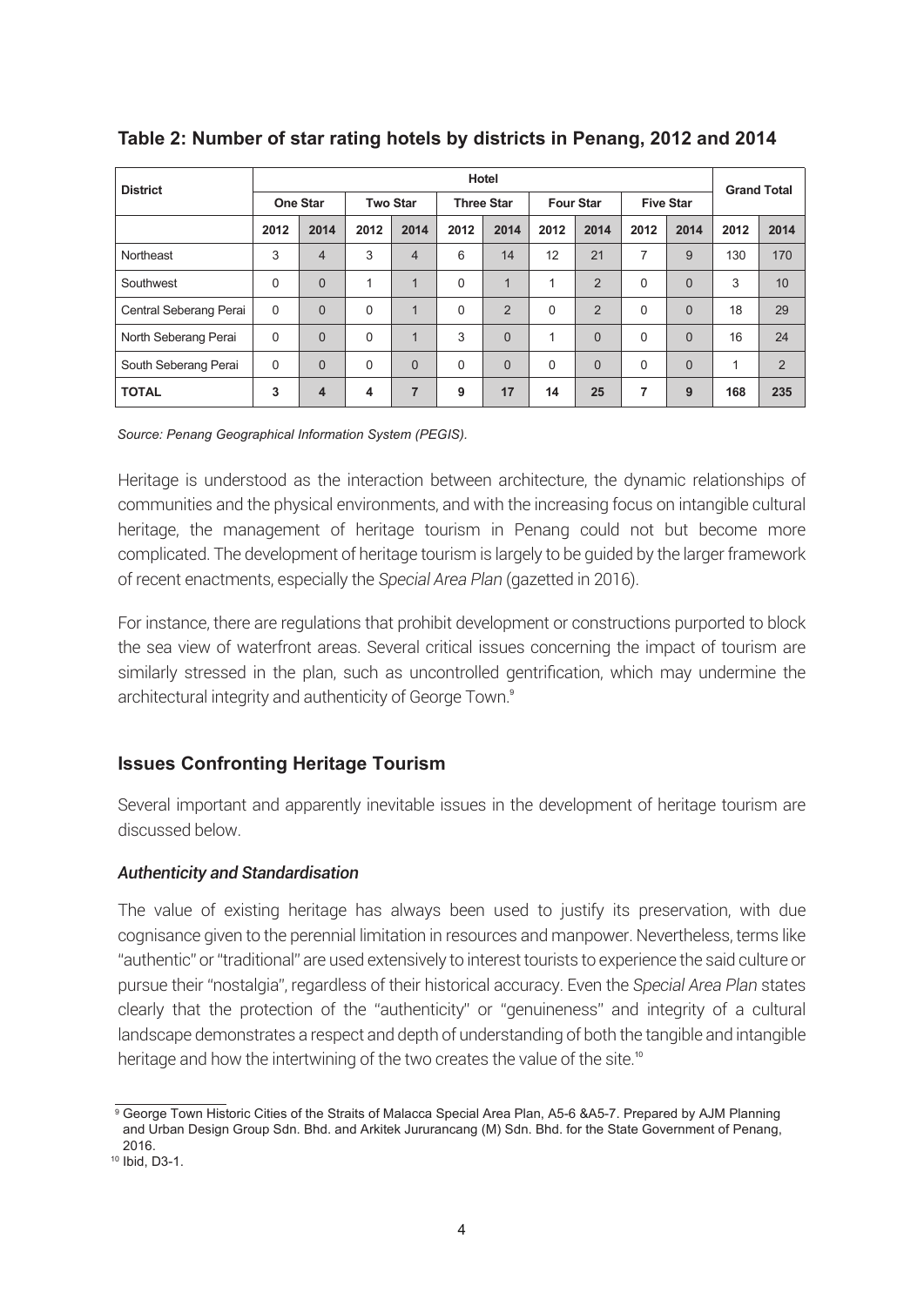**Table 2: Number of star rating hotels by districts in Penang, 2012 and 2014**

| District | Hotel | | | | | | | | | | Grand Total | |
|---|---|---|---|---|---|---|---|---|---|---|---|---|
| | One Star | | Two Star | | Three Star | | Four Star | | Five Star | | | |
| | 2012 | 2014 | 2012 | 2014 | 2012 | 2014 | 2012 | 2014 | 2012 | 2014 | 2012 | 2014 |
| Northeast | 3 | 4 | 3 | 4 | 6 | 14 | 12 | 21 | 7 | 9 | 130 | 170 |
| Southwest | 0 | 0 | 1 | 1 | 0 | 1 | 1 | 2 | 0 | 0 | 3 | 10 |
| Central Seberang Perai | 0 | 0 | 0 | 1 | 0 | 2 | 0 | 2 | 0 | 0 | 18 | 29 |
| North Seberang Perai | 0 | 0 | 0 | 1 | 3 | 0 | 1 | 0 | 0 | 0 | 16 | 24 |
| South Seberang Perai | 0 | 0 | 0 | 0 | 0 | 0 | 0 | 0 | 0 | 0 | 1 | 2 |
| **TOTAL** | **3** | **4** | **4** | **7** | **9** | **17** | **14** | **25** | **7** | **9** | **168** | **235** |

*Source: Penang Geographical Information System (PEGIS).*

Heritage is understood as the interaction between architecture, the dynamic relationships of communities and the physical environments, and with the increasing focus on intangible cultural heritage, the management of heritage tourism in Penang could not but become more complicated. The development of heritage tourism is largely to be guided by the larger framework of recent enactments, especially the *Special Area Plan* (gazetted in 2016).

For instance, there are regulations that prohibit development or constructions purported to block the sea view of waterfront areas. Several critical issues concerning the impact of tourism are similarly stressed in the plan, such as uncontrolled gentrification, which may undermine the architectural integrity and authenticity of George Town.[9]

## Issues Confronting Heritage Tourism

Several important and apparently inevitable issues in the development of heritage tourism are discussed below.

### *Authenticity and Standardisation*

The value of existing heritage has always been used to justify its preservation, with due cognisance given to the perennial limitation in resources and manpower. Nevertheless, terms like "authentic" or "traditional" are used extensively to interest tourists to experience the said culture or pursue their "nostalgia", regardless of their historical accuracy. Even the *Special Area Plan* states clearly that the protection of the "authenticity" or "genuineness" and integrity of a cultural landscape demonstrates a respect and depth of understanding of both the tangible and intangible heritage and how the intertwining of the two creates the value of the site.[10]

---

[9] George Town Historic Cities of the Straits of Malacca Special Area Plan, A5-6 &A5-7. Prepared by AJM Planning and Urban Design Group Sdn. Bhd. and Arkitek Jururancang (M) Sdn. Bhd. for the State Government of Penang, 2016.

[10] Ibid, D3-1.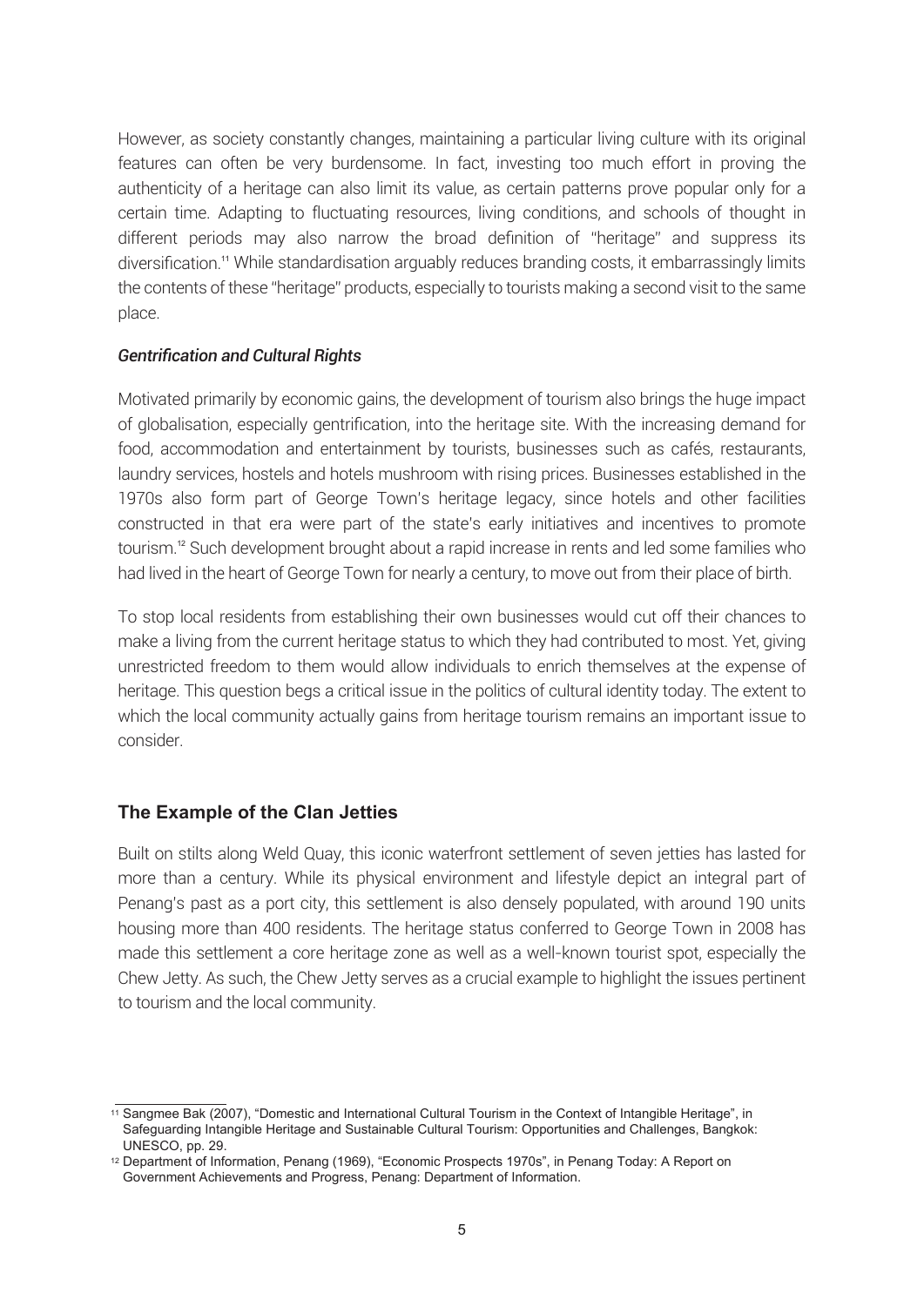However, as society constantly changes, maintaining a particular living culture with its original features can often be very burdensome. In fact, investing too much effort in proving the authenticity of a heritage can also limit its value, as certain patterns prove popular only for a certain time. Adapting to fluctuating resources, living conditions, and schools of thought in different periods may also narrow the broad definition of "heritage" and suppress its diversification.[11] While standardisation arguably reduces branding costs, it embarrassingly limits the contents of these "heritage" products, especially to tourists making a second visit to the same place.

***Gentrification and Cultural Rights***

Motivated primarily by economic gains, the development of tourism also brings the huge impact of globalisation, especially gentrification, into the heritage site. With the increasing demand for food, accommodation and entertainment by tourists, businesses such as cafés, restaurants, laundry services, hostels and hotels mushroom with rising prices. Businesses established in the 1970s also form part of George Town's heritage legacy, since hotels and other facilities constructed in that era were part of the state's early initiatives and incentives to promote tourism.[12] Such development brought about a rapid increase in rents and led some families who had lived in the heart of George Town for nearly a century, to move out from their place of birth.

To stop local residents from establishing their own businesses would cut off their chances to make a living from the current heritage status to which they had contributed to most. Yet, giving unrestricted freedom to them would allow individuals to enrich themselves at the expense of heritage. This question begs a critical issue in the politics of cultural identity today. The extent to which the local community actually gains from heritage tourism remains an important issue to consider.

## The Example of the Clan Jetties

Built on stilts along Weld Quay, this iconic waterfront settlement of seven jetties has lasted for more than a century. While its physical environment and lifestyle depict an integral part of Penang's past as a port city, this settlement is also densely populated, with around 190 units housing more than 400 residents. The heritage status conferred to George Town in 2008 has made this settlement a core heritage zone as well as a well-known tourist spot, especially the Chew Jetty. As such, the Chew Jetty serves as a crucial example to highlight the issues pertinent to tourism and the local community.

---

[11] Sangmee Bak (2007), "Domestic and International Cultural Tourism in the Context of Intangible Heritage", in Safeguarding Intangible Heritage and Sustainable Cultural Tourism: Opportunities and Challenges, Bangkok: UNESCO, pp. 29.

[12] Department of Information, Penang (1969), "Economic Prospects 1970s", in Penang Today: A Report on Government Achievements and Progress, Penang: Department of Information.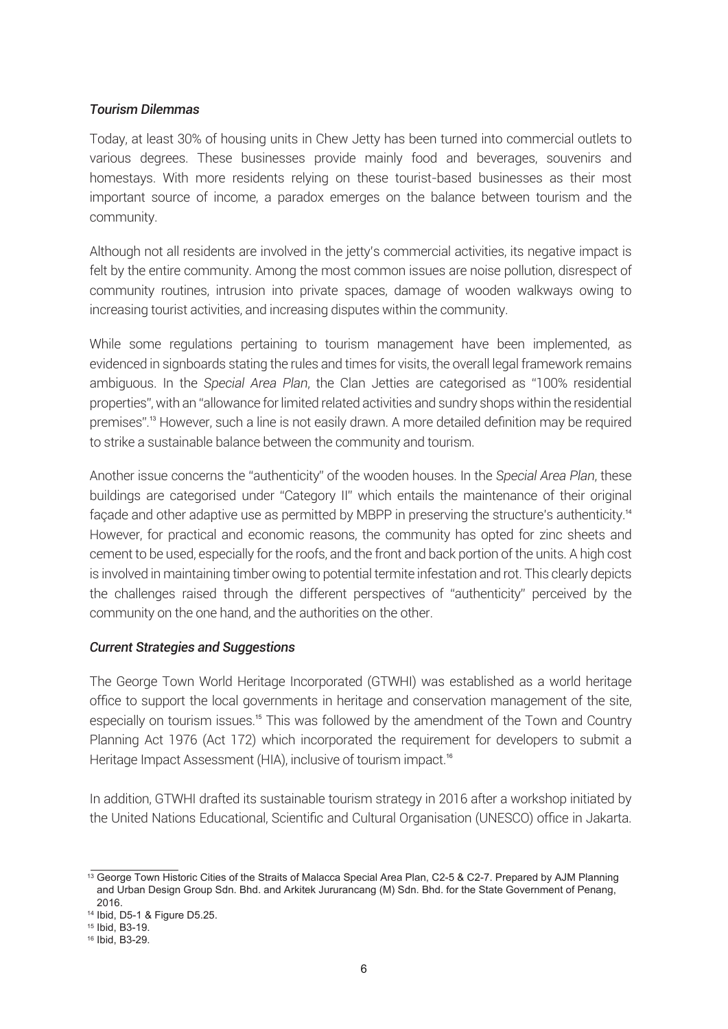### *Tourism Dilemmas*

Today, at least 30% of housing units in Chew Jetty has been turned into commercial outlets to various degrees. These businesses provide mainly food and beverages, souvenirs and homestays. With more residents relying on these tourist-based businesses as their most important source of income, a paradox emerges on the balance between tourism and the community.

Although not all residents are involved in the jetty's commercial activities, its negative impact is felt by the entire community. Among the most common issues are noise pollution, disrespect of community routines, intrusion into private spaces, damage of wooden walkways owing to increasing tourist activities, and increasing disputes within the community.

While some regulations pertaining to tourism management have been implemented, as evidenced in signboards stating the rules and times for visits, the overall legal framework remains ambiguous. In the *Special Area Plan*, the Clan Jetties are categorised as "100% residential properties", with an "allowance for limited related activities and sundry shops within the residential premises".[13] However, such a line is not easily drawn. A more detailed definition may be required to strike a sustainable balance between the community and tourism.

Another issue concerns the "authenticity" of the wooden houses. In the *Special Area Plan*, these buildings are categorised under "Category II" which entails the maintenance of their original façade and other adaptive use as permitted by MBPP in preserving the structure's authenticity.[14] However, for practical and economic reasons, the community has opted for zinc sheets and cement to be used, especially for the roofs, and the front and back portion of the units. A high cost is involved in maintaining timber owing to potential termite infestation and rot. This clearly depicts the challenges raised through the different perspectives of "authenticity" perceived by the community on the one hand, and the authorities on the other.

### *Current Strategies and Suggestions*

The George Town World Heritage Incorporated (GTWHI) was established as a world heritage office to support the local governments in heritage and conservation management of the site, especially on tourism issues.[15] This was followed by the amendment of the Town and Country Planning Act 1976 (Act 172) which incorporated the requirement for developers to submit a Heritage Impact Assessment (HIA), inclusive of tourism impact.[16]

In addition, GTWHI drafted its sustainable tourism strategy in 2016 after a workshop initiated by the United Nations Educational, Scientific and Cultural Organisation (UNESCO) office in Jakarta.

---

[13] George Town Historic Cities of the Straits of Malacca Special Area Plan, C2-5 & C2-7. Prepared by AJM Planning and Urban Design Group Sdn. Bhd. and Arkitek Jururancang (M) Sdn. Bhd. for the State Government of Penang, 2016.

[14] Ibid, D5-1 & Figure D5.25.

[15] Ibid, B3-19.

[16] Ibid, B3-29.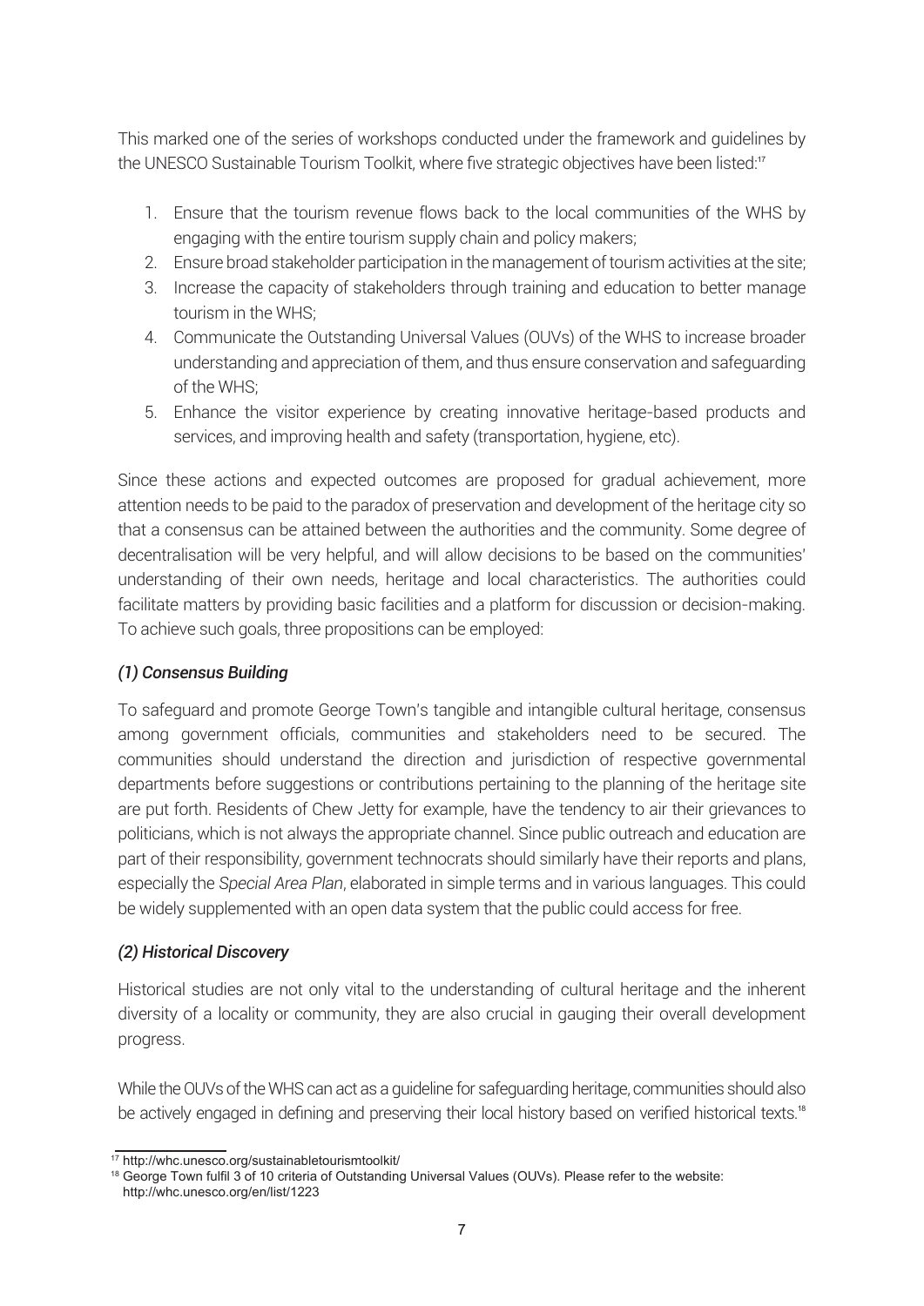This marked one of the series of workshops conducted under the framework and guidelines by the UNESCO Sustainable Tourism Toolkit, where five strategic objectives have been listed:[17]

1. Ensure that the tourism revenue flows back to the local communities of the WHS by engaging with the entire tourism supply chain and policy makers;
2. Ensure broad stakeholder participation in the management of tourism activities at the site;
3. Increase the capacity of stakeholders through training and education to better manage tourism in the WHS;
4. Communicate the Outstanding Universal Values (OUVs) of the WHS to increase broader understanding and appreciation of them, and thus ensure conservation and safeguarding of the WHS;
5. Enhance the visitor experience by creating innovative heritage-based products and services, and improving health and safety (transportation, hygiene, etc).

Since these actions and expected outcomes are proposed for gradual achievement, more attention needs to be paid to the paradox of preservation and development of the heritage city so that a consensus can be attained between the authorities and the community. Some degree of decentralisation will be very helpful, and will allow decisions to be based on the communities' understanding of their own needs, heritage and local characteristics. The authorities could facilitate matters by providing basic facilities and a platform for discussion or decision-making. To achieve such goals, three propositions can be employed:

### *(1) Consensus Building*

To safeguard and promote George Town's tangible and intangible cultural heritage, consensus among government officials, communities and stakeholders need to be secured. The communities should understand the direction and jurisdiction of respective governmental departments before suggestions or contributions pertaining to the planning of the heritage site are put forth. Residents of Chew Jetty for example, have the tendency to air their grievances to politicians, which is not always the appropriate channel. Since public outreach and education are part of their responsibility, government technocrats should similarly have their reports and plans, especially the *Special Area Plan*, elaborated in simple terms and in various languages. This could be widely supplemented with an open data system that the public could access for free.

### *(2) Historical Discovery*

Historical studies are not only vital to the understanding of cultural heritage and the inherent diversity of a locality or community, they are also crucial in gauging their overall development progress.

While the OUVs of the WHS can act as a guideline for safeguarding heritage, communities should also be actively engaged in defining and preserving their local history based on verified historical texts.[18]

---

[17] http://whc.unesco.org/sustainabletourismtoolkit/

[18] George Town fulfil 3 of 10 criteria of Outstanding Universal Values (OUVs). Please refer to the website: http://whc.unesco.org/en/list/1223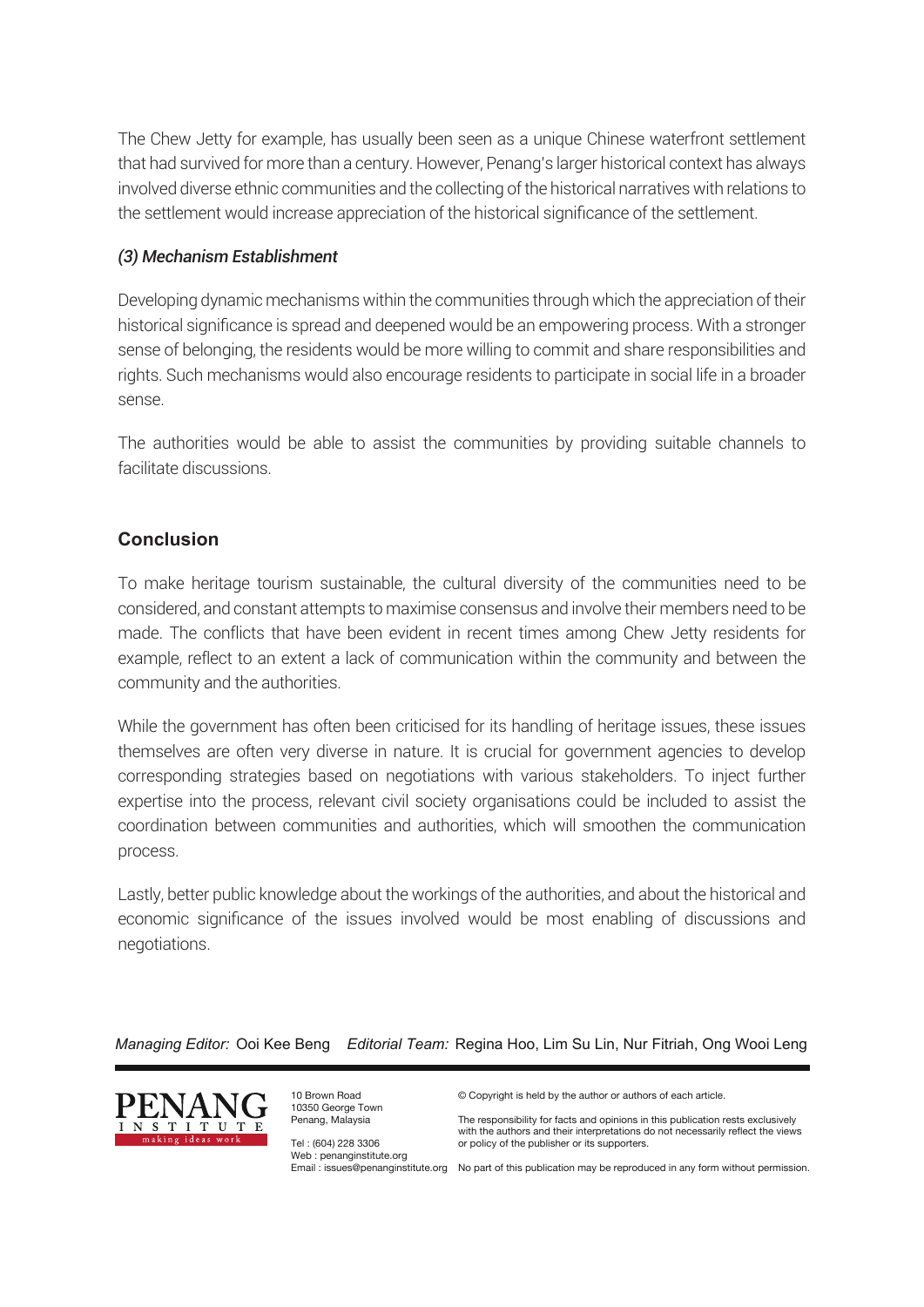The Chew Jetty for example, has usually been seen as a unique Chinese waterfront settlement that had survived for more than a century. However, Penang's larger historical context has always involved diverse ethnic communities and the collecting of the historical narratives with relations to the settlement would increase appreciation of the historical significance of the settlement.

*(3) Mechanism Establishment*

Developing dynamic mechanisms within the communities through which the appreciation of their historical significance is spread and deepened would be an empowering process. With a stronger sense of belonging, the residents would be more willing to commit and share responsibilities and rights. Such mechanisms would also encourage residents to participate in social life in a broader sense.

The authorities would be able to assist the communities by providing suitable channels to facilitate discussions.

## Conclusion

To make heritage tourism sustainable, the cultural diversity of the communities need to be considered, and constant attempts to maximise consensus and involve their members need to be made. The conflicts that have been evident in recent times among Chew Jetty residents for example, reflect to an extent a lack of communication within the community and between the community and the authorities.

While the government has often been criticised for its handling of heritage issues, these issues themselves are often very diverse in nature. It is crucial for government agencies to develop corresponding strategies based on negotiations with various stakeholders. To inject further expertise into the process, relevant civil society organisations could be included to assist the coordination between communities and authorities, which will smoothen the communication process.

Lastly, better public knowledge about the workings of the authorities, and about the historical and economic significance of the issues involved would be most enabling of discussions and negotiations.

*Managing Editor:* Ooi Kee Beng *Editorial Team:* Regina Hoo, Lim Su Lin, Nur Fitriah, Ong Wooi Leng

PENANG INSTITUTE
making ideas work

10 Brown Road
10350 George Town
Penang, Malaysia

Tel : (604) 228 3306
Web : penanginstitute.org
Email : issues@penanginstitute.org

© Copyright is held by the author or authors of each article.

The responsibility for facts and opinions in this publication rests exclusively with the authors and their interpretations do not necessarily reflect the views or policy of the publisher or its supporters.

No part of this publication may be reproduced in any form without permission.